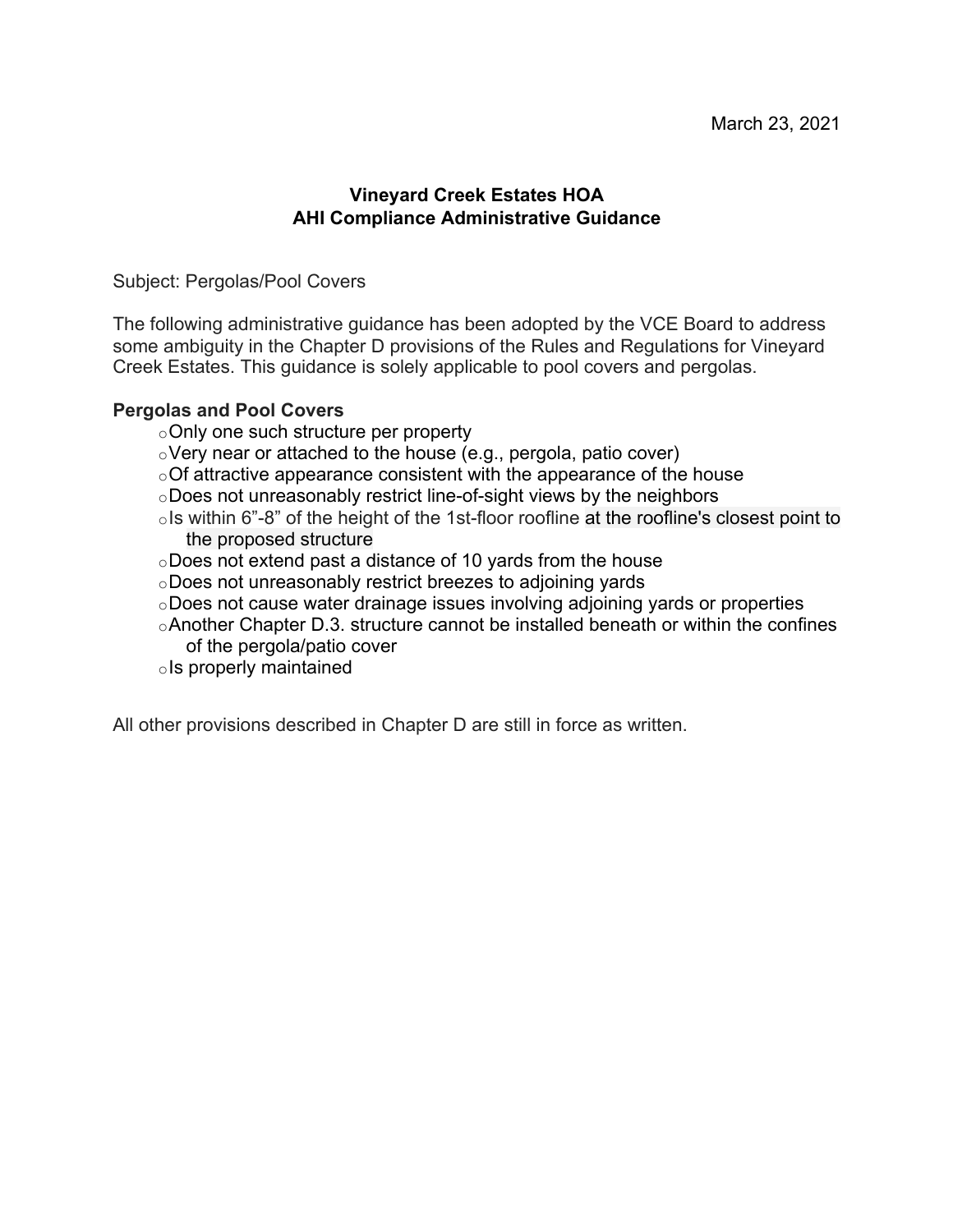March 23, 2021

## Vineyard Creek Estates HOA
## AHI Compliance Administrative Guidance

Subject: Pergolas/Pool Covers

The following administrative guidance has been adopted by the VCE Board to address some ambiguity in the Chapter D provisions of the Rules and Regulations for Vineyard Creek Estates. This guidance is solely applicable to pool covers and pergolas.

**Pergolas and Pool Covers**

- Only one such structure per property
- Very near or attached to the house (e.g., pergola, patio cover)
- Of attractive appearance consistent with the appearance of the house
- Does not unreasonably restrict line-of-sight views by the neighbors
- Is within 6”-8” of the height of the 1st-floor roofline at the roofline's closest point to the proposed structure
- Does not extend past a distance of 10 yards from the house
- Does not unreasonably restrict breezes to adjoining yards
- Does not cause water drainage issues involving adjoining yards or properties
- Another Chapter D.3. structure cannot be installed beneath or within the confines of the pergola/patio cover
- Is properly maintained

All other provisions described in Chapter D are still in force as written.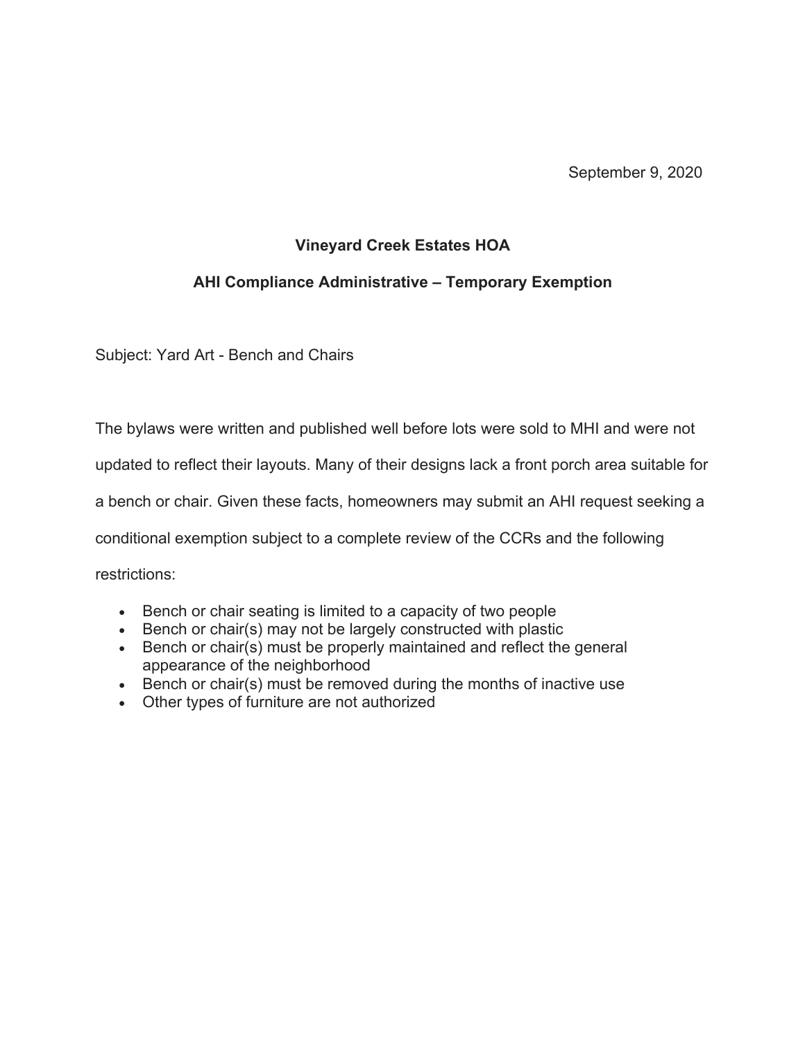September 9, 2020

**Vineyard Creek Estates HOA**

**AHI Compliance Administrative – Temporary Exemption**

Subject: Yard Art - Bench and Chairs

The bylaws were written and published well before lots were sold to MHI and were not updated to reflect their layouts. Many of their designs lack a front porch area suitable for a bench or chair. Given these facts, homeowners may submit an AHI request seeking a conditional exemption subject to a complete review of the CCRs and the following restrictions:

- Bench or chair seating is limited to a capacity of two people
- Bench or chair(s) may not be largely constructed with plastic
- Bench or chair(s) must be properly maintained and reflect the general appearance of the neighborhood
- Bench or chair(s) must be removed during the months of inactive use
- Other types of furniture are not authorized